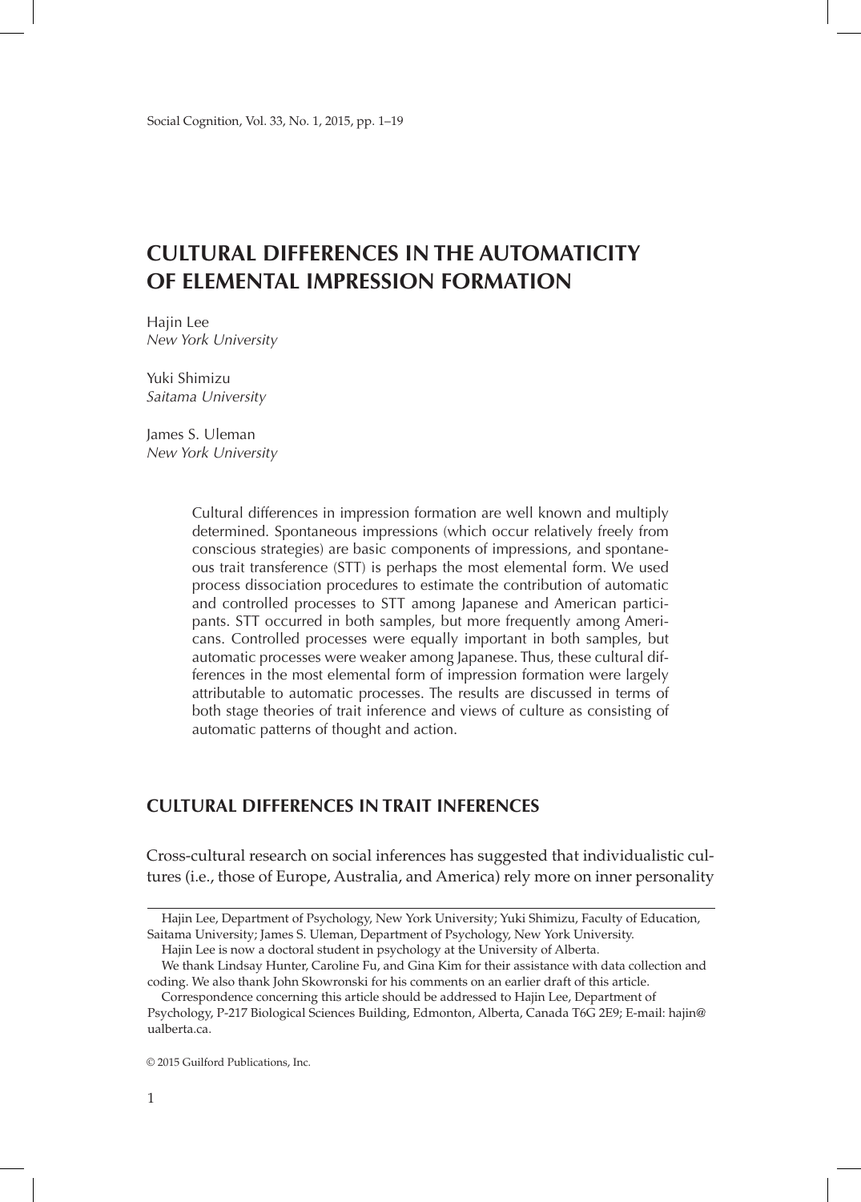# CULTURAL DIFFERENCES IN THE AUTOMATICITY OF ELEMENTAL IMPRESSION FORMATION

Hajin Lee
*New York University*

Yuki Shimizu
*Saitama University*

James S. Uleman
*New York University*

> Cultural differences in impression formation are well known and multiply determined. Spontaneous impressions (which occur relatively freely from conscious strategies) are basic components of impressions, and spontaneous trait transference (STT) is perhaps the most elemental form. We used process dissociation procedures to estimate the contribution of automatic and controlled processes to STT among Japanese and American participants. STT occurred in both samples, but more frequently among Americans. Controlled processes were equally important in both samples, but automatic processes were weaker among Japanese. Thus, these cultural differences in the most elemental form of impression formation were largely attributable to automatic processes. The results are discussed in terms of both stage theories of trait inference and views of culture as consisting of automatic patterns of thought and action.

## CULTURAL DIFFERENCES IN TRAIT INFERENCES

Cross-cultural research on social inferences has suggested that individualistic cultures (i.e., those of Europe, Australia, and America) rely more on inner personality

---

Hajin Lee, Department of Psychology, New York University; Yuki Shimizu, Faculty of Education, Saitama University; James S. Uleman, Department of Psychology, New York University.

Hajin Lee is now a doctoral student in psychology at the University of Alberta.

We thank Lindsay Hunter, Caroline Fu, and Gina Kim for their assistance with data collection and coding. We also thank John Skowronski for his comments on an earlier draft of this article.

Correspondence concerning this article should be addressed to Hajin Lee, Department of Psychology, P-217 Biological Sciences Building, Edmonton, Alberta, Canada T6G 2E9; E-mail: hajin@ualberta.ca.

© 2015 Guilford Publications, Inc.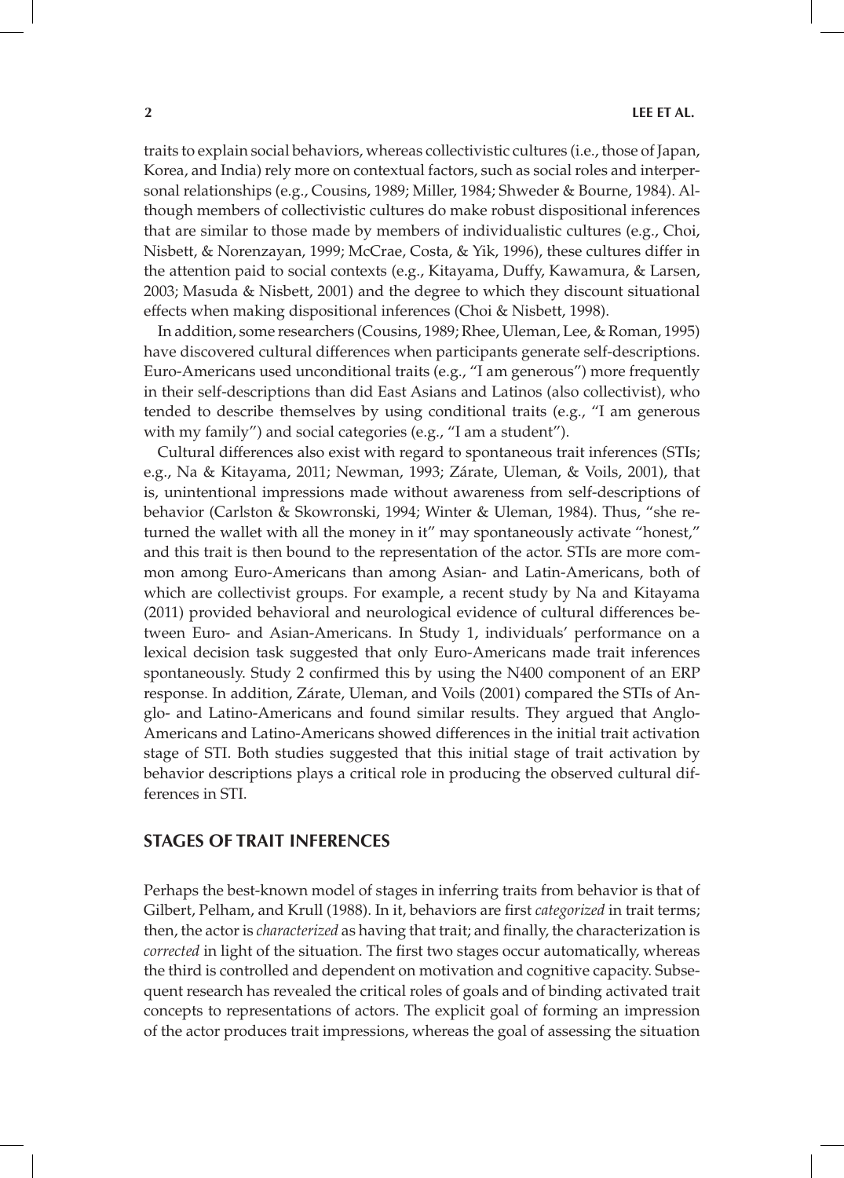traits to explain social behaviors, whereas collectivistic cultures (i.e., those of Japan, Korea, and India) rely more on contextual factors, such as social roles and interpersonal relationships (e.g., Cousins, 1989; Miller, 1984; Shweder & Bourne, 1984). Although members of collectivistic cultures do make robust dispositional inferences that are similar to those made by members of individualistic cultures (e.g., Choi, Nisbett, & Norenzayan, 1999; McCrae, Costa, & Yik, 1996), these cultures differ in the attention paid to social contexts (e.g., Kitayama, Duffy, Kawamura, & Larsen, 2003; Masuda & Nisbett, 2001) and the degree to which they discount situational effects when making dispositional inferences (Choi & Nisbett, 1998).

In addition, some researchers (Cousins, 1989; Rhee, Uleman, Lee, & Roman, 1995) have discovered cultural differences when participants generate self-descriptions. Euro-Americans used unconditional traits (e.g., "I am generous") more frequently in their self-descriptions than did East Asians and Latinos (also collectivist), who tended to describe themselves by using conditional traits (e.g., "I am generous with my family") and social categories (e.g., "I am a student").

Cultural differences also exist with regard to spontaneous trait inferences (STIs; e.g., Na & Kitayama, 2011; Newman, 1993; Zárate, Uleman, & Voils, 2001), that is, unintentional impressions made without awareness from self-descriptions of behavior (Carlston & Skowronski, 1994; Winter & Uleman, 1984). Thus, "she returned the wallet with all the money in it" may spontaneously activate "honest," and this trait is then bound to the representation of the actor. STIs are more common among Euro-Americans than among Asian- and Latin-Americans, both of which are collectivist groups. For example, a recent study by Na and Kitayama (2011) provided behavioral and neurological evidence of cultural differences between Euro- and Asian-Americans. In Study 1, individuals' performance on a lexical decision task suggested that only Euro-Americans made trait inferences spontaneously. Study 2 confirmed this by using the N400 component of an ERP response. In addition, Zárate, Uleman, and Voils (2001) compared the STIs of Anglo- and Latino-Americans and found similar results. They argued that Anglo-Americans and Latino-Americans showed differences in the initial trait activation stage of STI. Both studies suggested that this initial stage of trait activation by behavior descriptions plays a critical role in producing the observed cultural differences in STI.

## STAGES OF TRAIT INFERENCES

Perhaps the best-known model of stages in inferring traits from behavior is that of Gilbert, Pelham, and Krull (1988). In it, behaviors are first *categorized* in trait terms; then, the actor is *characterized* as having that trait; and finally, the characterization is *corrected* in light of the situation. The first two stages occur automatically, whereas the third is controlled and dependent on motivation and cognitive capacity. Subsequent research has revealed the critical roles of goals and of binding activated trait concepts to representations of actors. The explicit goal of forming an impression of the actor produces trait impressions, whereas the goal of assessing the situation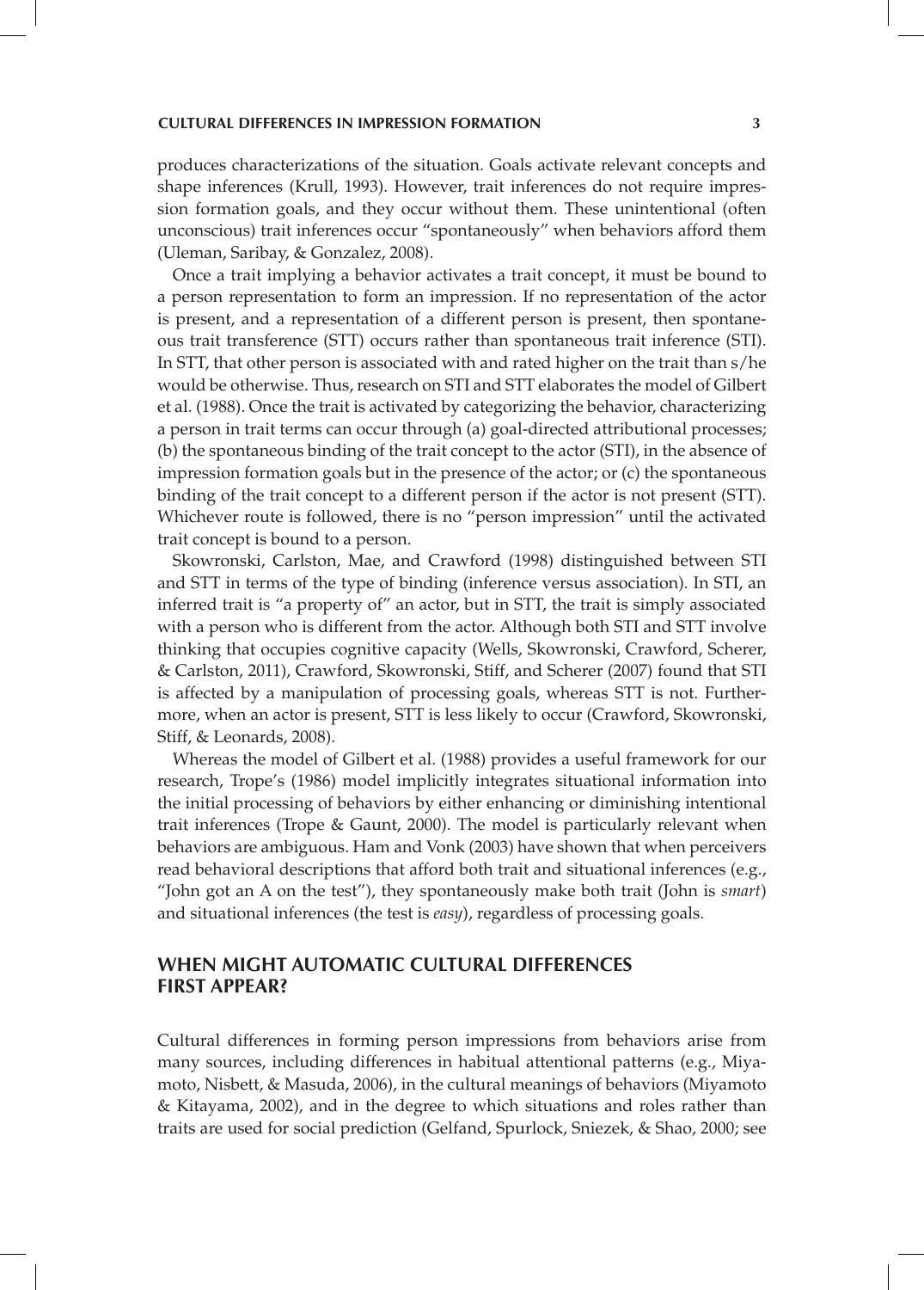produces characterizations of the situation. Goals activate relevant concepts and shape inferences (Krull, 1993). However, trait inferences do not require impression formation goals, and they occur without them. These unintentional (often unconscious) trait inferences occur "spontaneously" when behaviors afford them (Uleman, Saribay, & Gonzalez, 2008).

Once a trait implying a behavior activates a trait concept, it must be bound to a person representation to form an impression. If no representation of the actor is present, and a representation of a different person is present, then spontaneous trait transference (STT) occurs rather than spontaneous trait inference (STI). In STT, that other person is associated with and rated higher on the trait than s/he would be otherwise. Thus, research on STI and STT elaborates the model of Gilbert et al. (1988). Once the trait is activated by categorizing the behavior, characterizing a person in trait terms can occur through (a) goal-directed attributional processes; (b) the spontaneous binding of the trait concept to the actor (STI), in the absence of impression formation goals but in the presence of the actor; or (c) the spontaneous binding of the trait concept to a different person if the actor is not present (STT). Whichever route is followed, there is no "person impression" until the activated trait concept is bound to a person.

Skowronski, Carlston, Mae, and Crawford (1998) distinguished between STI and STT in terms of the type of binding (inference versus association). In STI, an inferred trait is "a property of" an actor, but in STT, the trait is simply associated with a person who is different from the actor. Although both STI and STT involve thinking that occupies cognitive capacity (Wells, Skowronski, Crawford, Scherer, & Carlston, 2011), Crawford, Skowronski, Stiff, and Scherer (2007) found that STI is affected by a manipulation of processing goals, whereas STT is not. Furthermore, when an actor is present, STT is less likely to occur (Crawford, Skowronski, Stiff, & Leonards, 2008).

Whereas the model of Gilbert et al. (1988) provides a useful framework for our research, Trope's (1986) model implicitly integrates situational information into the initial processing of behaviors by either enhancing or diminishing intentional trait inferences (Trope & Gaunt, 2000). The model is particularly relevant when behaviors are ambiguous. Ham and Vonk (2003) have shown that when perceivers read behavioral descriptions that afford both trait and situational inferences (e.g., "John got an A on the test"), they spontaneously make both trait (John is *smart*) and situational inferences (the test is *easy*), regardless of processing goals.

## WHEN MIGHT AUTOMATIC CULTURAL DIFFERENCES FIRST APPEAR?

Cultural differences in forming person impressions from behaviors arise from many sources, including differences in habitual attentional patterns (e.g., Miyamoto, Nisbett, & Masuda, 2006), in the cultural meanings of behaviors (Miyamoto & Kitayama, 2002), and in the degree to which situations and roles rather than traits are used for social prediction (Gelfand, Spurlock, Sniezek, & Shao, 2000; see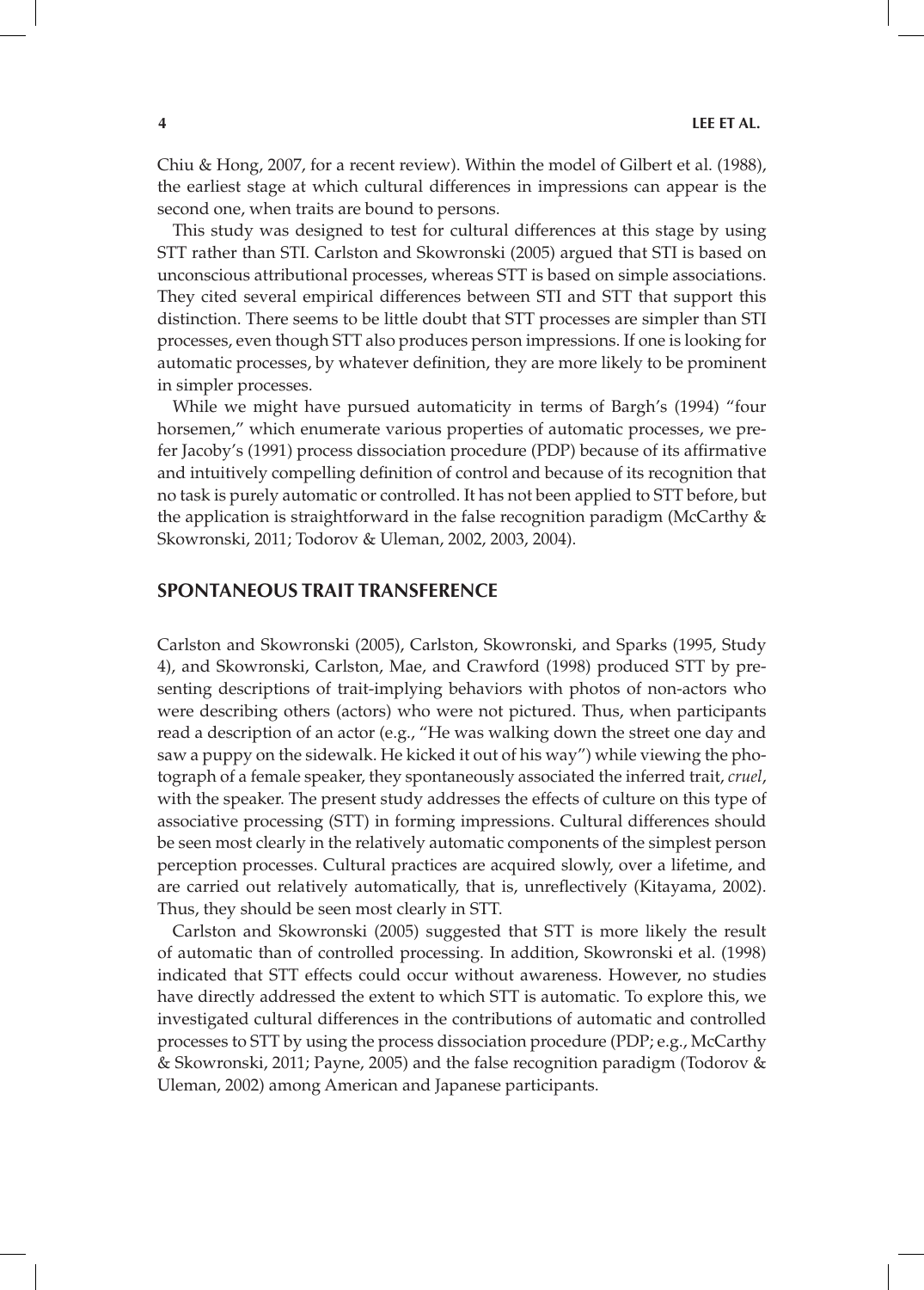Chiu & Hong, 2007, for a recent review). Within the model of Gilbert et al. (1988), the earliest stage at which cultural differences in impressions can appear is the second one, when traits are bound to persons.

This study was designed to test for cultural differences at this stage by using STT rather than STI. Carlston and Skowronski (2005) argued that STI is based on unconscious attributional processes, whereas STT is based on simple associations. They cited several empirical differences between STI and STT that support this distinction. There seems to be little doubt that STT processes are simpler than STI processes, even though STT also produces person impressions. If one is looking for automatic processes, by whatever definition, they are more likely to be prominent in simpler processes.

While we might have pursued automaticity in terms of Bargh's (1994) "four horsemen," which enumerate various properties of automatic processes, we prefer Jacoby's (1991) process dissociation procedure (PDP) because of its affirmative and intuitively compelling definition of control and because of its recognition that no task is purely automatic or controlled. It has not been applied to STT before, but the application is straightforward in the false recognition paradigm (McCarthy & Skowronski, 2011; Todorov & Uleman, 2002, 2003, 2004).

## SPONTANEOUS TRAIT TRANSFERENCE

Carlston and Skowronski (2005), Carlston, Skowronski, and Sparks (1995, Study 4), and Skowronski, Carlston, Mae, and Crawford (1998) produced STT by presenting descriptions of trait-implying behaviors with photos of non-actors who were describing others (actors) who were not pictured. Thus, when participants read a description of an actor (e.g., "He was walking down the street one day and saw a puppy on the sidewalk. He kicked it out of his way") while viewing the photograph of a female speaker, they spontaneously associated the inferred trait, *cruel*, with the speaker. The present study addresses the effects of culture on this type of associative processing (STT) in forming impressions. Cultural differences should be seen most clearly in the relatively automatic components of the simplest person perception processes. Cultural practices are acquired slowly, over a lifetime, and are carried out relatively automatically, that is, unreflectively (Kitayama, 2002). Thus, they should be seen most clearly in STT.

Carlston and Skowronski (2005) suggested that STT is more likely the result of automatic than of controlled processing. In addition, Skowronski et al. (1998) indicated that STT effects could occur without awareness. However, no studies have directly addressed the extent to which STT is automatic. To explore this, we investigated cultural differences in the contributions of automatic and controlled processes to STT by using the process dissociation procedure (PDP; e.g., McCarthy & Skowronski, 2011; Payne, 2005) and the false recognition paradigm (Todorov & Uleman, 2002) among American and Japanese participants.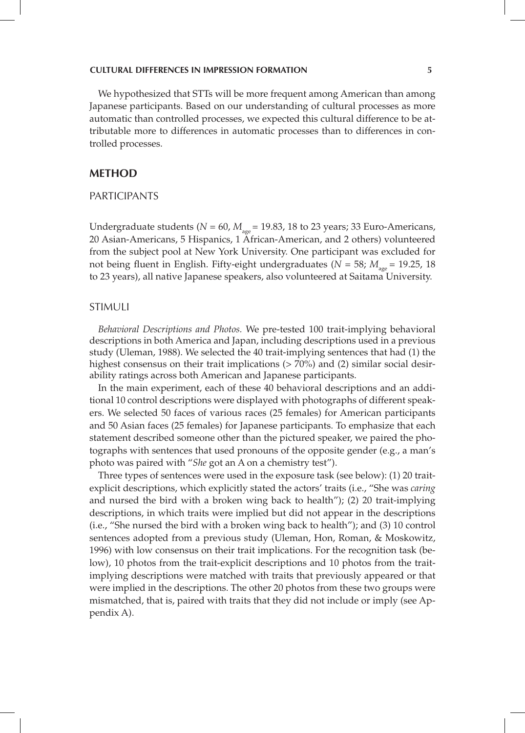We hypothesized that STTs will be more frequent among American than among Japanese participants. Based on our understanding of cultural processes as more automatic than controlled processes, we expected this cultural difference to be attributable more to differences in automatic processes than to differences in controlled processes.

## METHOD

### PARTICIPANTS

Undergraduate students ($N$ = 60, $M_{age}$ = 19.83, 18 to 23 years; 33 Euro-Americans, 20 Asian-Americans, 5 Hispanics, 1 African-American, and 2 others) volunteered from the subject pool at New York University. One participant was excluded for not being fluent in English. Fifty-eight undergraduates ($N$ = 58; $M_{age}$ = 19.25, 18 to 23 years), all native Japanese speakers, also volunteered at Saitama University.

### STIMULI

*Behavioral Descriptions and Photos.* We pre-tested 100 trait-implying behavioral descriptions in both America and Japan, including descriptions used in a previous study (Uleman, 1988). We selected the 40 trait-implying sentences that had (1) the highest consensus on their trait implications (> 70%) and (2) similar social desirability ratings across both American and Japanese participants.

In the main experiment, each of these 40 behavioral descriptions and an additional 10 control descriptions were displayed with photographs of different speakers. We selected 50 faces of various races (25 females) for American participants and 50 Asian faces (25 females) for Japanese participants. To emphasize that each statement described someone other than the pictured speaker, we paired the photographs with sentences that used pronouns of the opposite gender (e.g., a man's photo was paired with "*She* got an A on a chemistry test").

Three types of sentences were used in the exposure task (see below): (1) 20 trait-explicit descriptions, which explicitly stated the actors' traits (i.e., "She was *caring* and nursed the bird with a broken wing back to health"); (2) 20 trait-implying descriptions, in which traits were implied but did not appear in the descriptions (i.e., "She nursed the bird with a broken wing back to health"); and (3) 10 control sentences adopted from a previous study (Uleman, Hon, Roman, & Moskowitz, 1996) with low consensus on their trait implications. For the recognition task (below), 10 photos from the trait-explicit descriptions and 10 photos from the trait-implying descriptions were matched with traits that previously appeared or that were implied in the descriptions. The other 20 photos from these two groups were mismatched, that is, paired with traits that they did not include or imply (see Appendix A).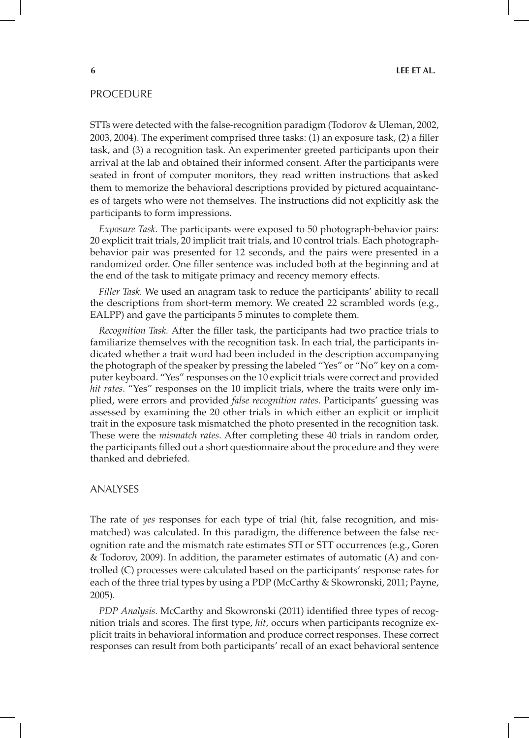## PROCEDURE

STTs were detected with the false-recognition paradigm (Todorov & Uleman, 2002, 2003, 2004). The experiment comprised three tasks: (1) an exposure task, (2) a filler task, and (3) a recognition task. An experimenter greeted participants upon their arrival at the lab and obtained their informed consent. After the participants were seated in front of computer monitors, they read written instructions that asked them to memorize the behavioral descriptions provided by pictured acquaintances of targets who were not themselves. The instructions did not explicitly ask the participants to form impressions.

*Exposure Task.* The participants were exposed to 50 photograph-behavior pairs: 20 explicit trait trials, 20 implicit trait trials, and 10 control trials. Each photograph-behavior pair was presented for 12 seconds, and the pairs were presented in a randomized order. One filler sentence was included both at the beginning and at the end of the task to mitigate primacy and recency memory effects.

*Filler Task.* We used an anagram task to reduce the participants' ability to recall the descriptions from short-term memory. We created 22 scrambled words (e.g., EALPP) and gave the participants 5 minutes to complete them.

*Recognition Task.* After the filler task, the participants had two practice trials to familiarize themselves with the recognition task. In each trial, the participants indicated whether a trait word had been included in the description accompanying the photograph of the speaker by pressing the labeled "Yes" or "No" key on a computer keyboard. "Yes" responses on the 10 explicit trials were correct and provided *hit rates*. "Yes" responses on the 10 implicit trials, where the traits were only implied, were errors and provided *false recognition rates*. Participants' guessing was assessed by examining the 20 other trials in which either an explicit or implicit trait in the exposure task mismatched the photo presented in the recognition task. These were the *mismatch rates*. After completing these 40 trials in random order, the participants filled out a short questionnaire about the procedure and they were thanked and debriefed.

## ANALYSES

The rate of *yes* responses for each type of trial (hit, false recognition, and mismatched) was calculated. In this paradigm, the difference between the false recognition rate and the mismatch rate estimates STI or STT occurrences (e.g., Goren & Todorov, 2009). In addition, the parameter estimates of automatic (A) and controlled (C) processes were calculated based on the participants' response rates for each of the three trial types by using a PDP (McCarthy & Skowronski, 2011; Payne, 2005).

*PDP Analysis.* McCarthy and Skowronski (2011) identified three types of recognition trials and scores. The first type, *hit*, occurs when participants recognize explicit traits in behavioral information and produce correct responses. These correct responses can result from both participants' recall of an exact behavioral sentence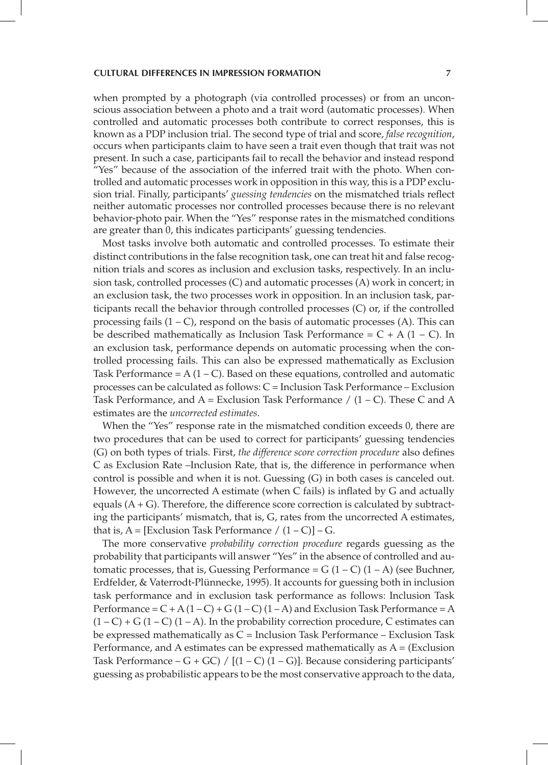when prompted by a photograph (via controlled processes) or from an unconscious association between a photo and a trait word (automatic processes). When controlled and automatic processes both contribute to correct responses, this is known as a PDP inclusion trial. The second type of trial and score, *false recognition*, occurs when participants claim to have seen a trait even though that trait was not present. In such a case, participants fail to recall the behavior and instead respond "Yes" because of the association of the inferred trait with the photo. When controlled and automatic processes work in opposition in this way, this is a PDP exclusion trial. Finally, participants' *guessing tendencies* on the mismatched trials reflect neither automatic processes nor controlled processes because there is no relevant behavior-photo pair. When the "Yes" response rates in the mismatched conditions are greater than 0, this indicates participants' guessing tendencies.

Most tasks involve both automatic and controlled processes. To estimate their distinct contributions in the false recognition task, one can treat hit and false recognition trials and scores as inclusion and exclusion tasks, respectively. In an inclusion task, controlled processes (C) and automatic processes (A) work in concert; in an exclusion task, the two processes work in opposition. In an inclusion task, participants recall the behavior through controlled processes (C) or, if the controlled processing fails $(1 - C)$, respond on the basis of automatic processes (A). This can be described mathematically as Inclusion Task Performance $= C + A(1 - C)$. In an exclusion task, performance depends on automatic processing when the controlled processing fails. This can also be expressed mathematically as Exclusion Task Performance $= A(1 - C)$. Based on these equations, controlled and automatic processes can be calculated as follows: C = Inclusion Task Performance – Exclusion Task Performance, and A = Exclusion Task Performance / $(1 - C)$. These C and A estimates are the *uncorrected estimates*.

When the "Yes" response rate in the mismatched condition exceeds 0, there are two procedures that can be used to correct for participants' guessing tendencies (G) on both types of trials. First, *the difference score correction procedure* also defines C as Exclusion Rate –Inclusion Rate, that is, the difference in performance when control is possible and when it is not. Guessing (G) in both cases is canceled out. However, the uncorrected A estimate (when C fails) is inflated by G and actually equals $(A + G)$. Therefore, the difference score correction is calculated by subtracting the participants' mismatch, that is, G, rates from the uncorrected A estimates, that is, A = [Exclusion Task Performance / $(1 - C)$] – G.

The more conservative *probability correction procedure* regards guessing as the probability that participants will answer "Yes" in the absence of controlled and automatic processes, that is, Guessing Performance $= G(1 - C)(1 - A)$ (see Buchner, Erdfelder, & Vaterrodt-Plünnecke, 1995). It accounts for guessing both in inclusion task performance and in exclusion task performance as follows: Inclusion Task Performance $= C + A(1 - C) + G(1 - C)(1 - A)$ and Exclusion Task Performance $= A(1 - C) + G(1 - C)(1 - A)$. In the probability correction procedure, C estimates can be expressed mathematically as C = Inclusion Task Performance – Exclusion Task Performance, and A estimates can be expressed mathematically as A = (Exclusion Task Performance – G + GC) / $[(1 - C)(1 - G)]$. Because considering participants' guessing as probabilistic appears to be the most conservative approach to the data,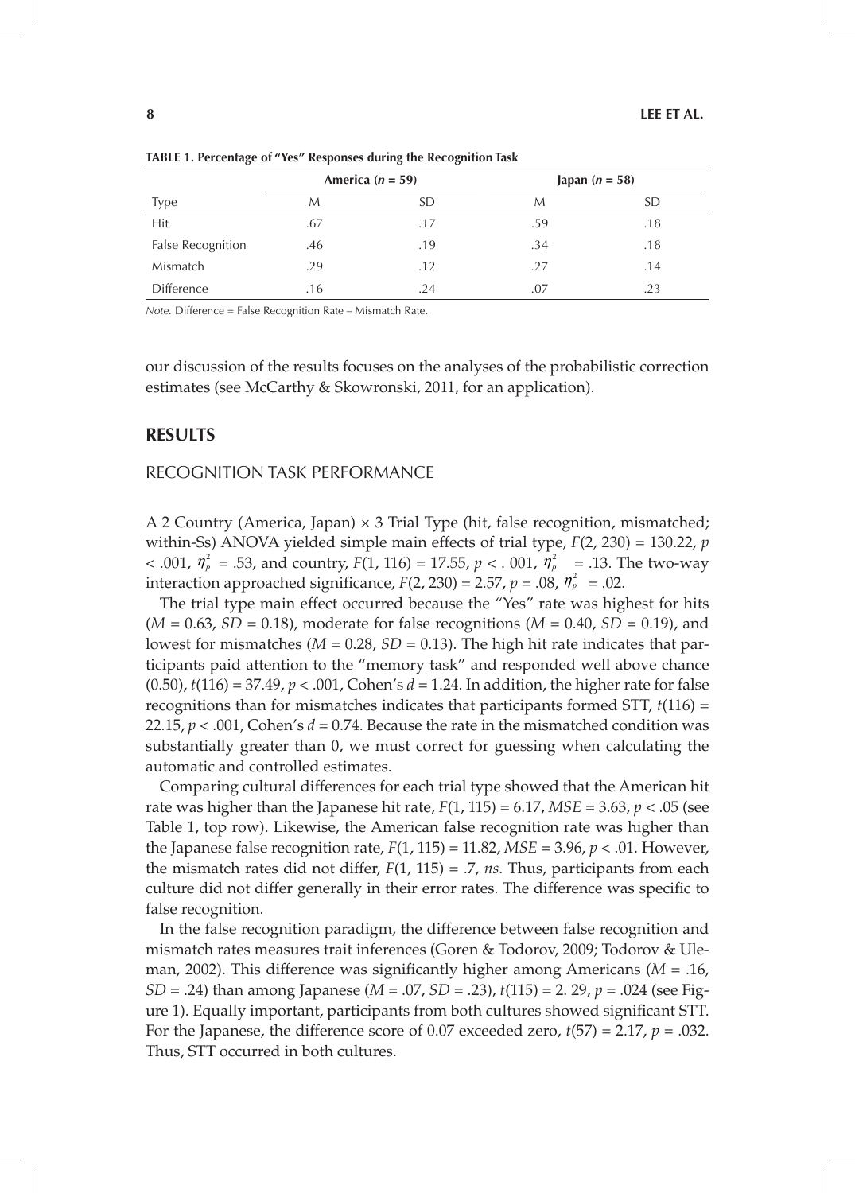**TABLE 1. Percentage of "Yes" Responses during the Recognition Task**

| | America ($n$ = 59) | | Japan ($n$ = 58) | |
|---|---|---|---|---|
| Type | M | SD | M | SD |
| Hit | .67 | .17 | .59 | .18 |
| False Recognition | .46 | .19 | .34 | .18 |
| Mismatch | .29 | .12 | .27 | .14 |
| Difference | .16 | .24 | .07 | .23 |

*Note.* Difference = False Recognition Rate – Mismatch Rate.

our discussion of the results focuses on the analyses of the probabilistic correction estimates (see McCarthy & Skowronski, 2011, for an application).

## RESULTS

### RECOGNITION TASK PERFORMANCE

A 2 Country (America, Japan) × 3 Trial Type (hit, false recognition, mismatched; within-Ss) ANOVA yielded simple main effects of trial type, $F(2, 230) = 130.22$, $p < .001$, $\eta_p^2 = .53$, and country, $F(1, 116) = 17.55$, $p < .001$, $\eta_p^2 = .13$. The two-way interaction approached significance, $F(2, 230) = 2.57$, $p = .08$, $\eta_p^2 = .02$.

The trial type main effect occurred because the "Yes" rate was highest for hits ($M = 0.63$, $SD = 0.18$), moderate for false recognitions ($M = 0.40$, $SD = 0.19$), and lowest for mismatches ($M = 0.28$, $SD = 0.13$). The high hit rate indicates that participants paid attention to the "memory task" and responded well above chance (0.50), $t(116) = 37.49$, $p < .001$, Cohen's $d = 1.24$. In addition, the higher rate for false recognitions than for mismatches indicates that participants formed STT, $t(116) = 22.15$, $p < .001$, Cohen's $d = 0.74$. Because the rate in the mismatched condition was substantially greater than 0, we must correct for guessing when calculating the automatic and controlled estimates.

Comparing cultural differences for each trial type showed that the American hit rate was higher than the Japanese hit rate, $F(1, 115) = 6.17$, $MSE = 3.63$, $p < .05$ (see Table 1, top row). Likewise, the American false recognition rate was higher than the Japanese false recognition rate, $F(1, 115) = 11.82$, $MSE = 3.96$, $p < .01$. However, the mismatch rates did not differ, $F(1, 115) = .7$, *ns*. Thus, participants from each culture did not differ generally in their error rates. The difference was specific to false recognition.

In the false recognition paradigm, the difference between false recognition and mismatch rates measures trait inferences (Goren & Todorov, 2009; Todorov & Uleman, 2002). This difference was significantly higher among Americans ($M = .16$, $SD = .24$) than among Japanese ($M = .07$, $SD = .23$), $t(115) = 2.29$, $p = .024$ (see Figure 1). Equally important, participants from both cultures showed significant STT. For the Japanese, the difference score of 0.07 exceeded zero, $t(57) = 2.17$, $p = .032$. Thus, STT occurred in both cultures.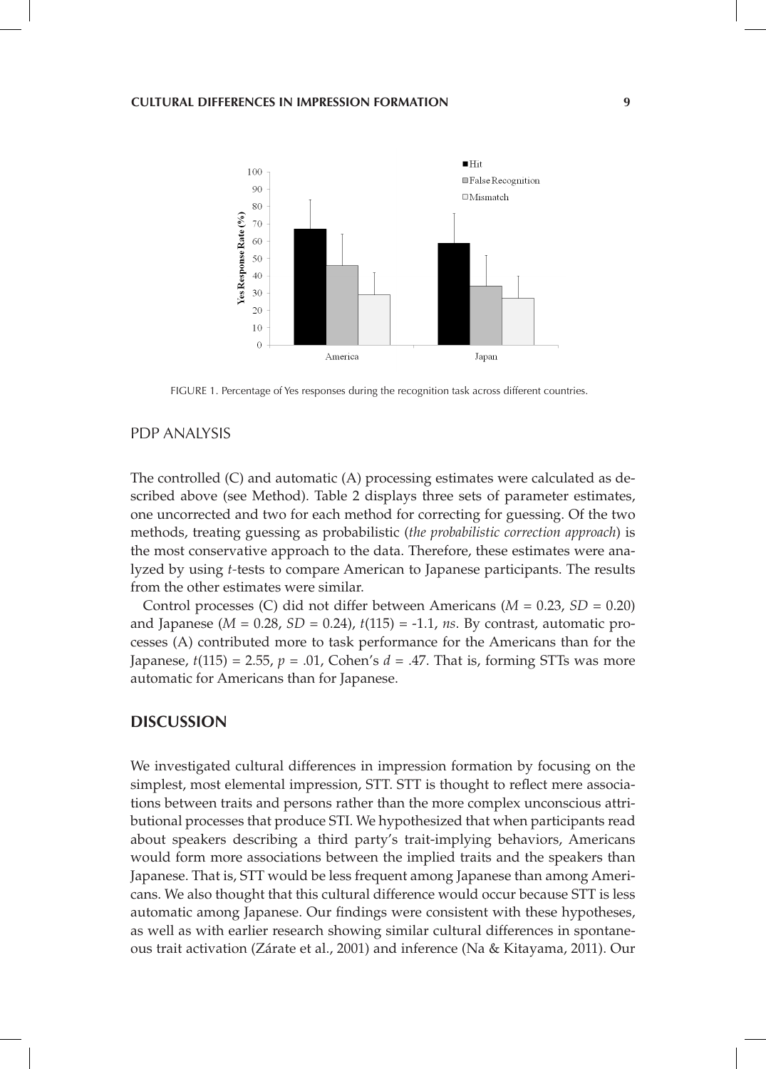FIGURE 1. Percentage of Yes responses during the recognition task across different countries.

## PDP ANALYSIS

The controlled (C) and automatic (A) processing estimates were calculated as described above (see Method). Table 2 displays three sets of parameter estimates, one uncorrected and two for each method for correcting for guessing. Of the two methods, treating guessing as probabilistic (*the probabilistic correction approach*) is the most conservative approach to the data. Therefore, these estimates were analyzed by using *t*-tests to compare American to Japanese participants. The results from the other estimates were similar.

Control processes (C) did not differ between Americans ($M$ = 0.23, $SD$ = 0.20) and Japanese ($M$ = 0.28, $SD$ = 0.24), $t(115)$ = -1.1, *ns*. By contrast, automatic processes (A) contributed more to task performance for the Americans than for the Japanese, $t(115)$ = 2.55, $p$ = .01, Cohen's $d$ = .47. That is, forming STTs was more automatic for Americans than for Japanese.

## DISCUSSION

We investigated cultural differences in impression formation by focusing on the simplest, most elemental impression, STT. STT is thought to reflect mere associations between traits and persons rather than the more complex unconscious attributional processes that produce STI. We hypothesized that when participants read about speakers describing a third party's trait-implying behaviors, Americans would form more associations between the implied traits and the speakers than Japanese. That is, STT would be less frequent among Japanese than among Americans. We also thought that this cultural difference would occur because STT is less automatic among Japanese. Our findings were consistent with these hypotheses, as well as with earlier research showing similar cultural differences in spontaneous trait activation (Zárate et al., 2001) and inference (Na & Kitayama, 2011). Our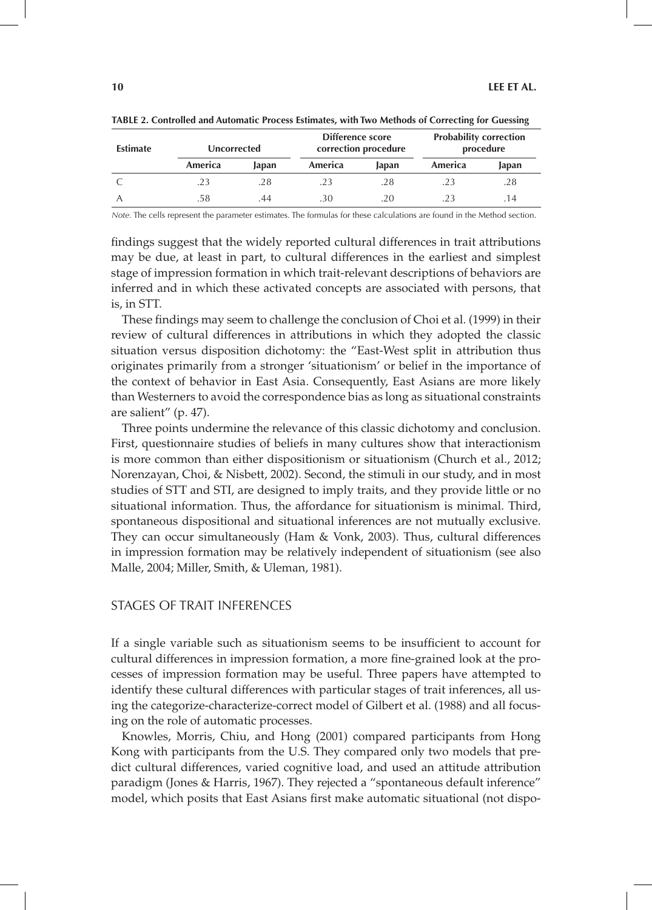**TABLE 2. Controlled and Automatic Process Estimates, with Two Methods of Correcting for Guessing**

| Estimate | Uncorrected | | Difference score correction procedure | | Probability correction procedure | |
|---|---|---|---|---|---|---|
| | America | Japan | America | Japan | America | Japan |
| C | .23 | .28 | .23 | .28 | .23 | .28 |
| A | .58 | .44 | .30 | .20 | .23 | .14 |

*Note.* The cells represent the parameter estimates. The formulas for these calculations are found in the Method section.

findings suggest that the widely reported cultural differences in trait attributions may be due, at least in part, to cultural differences in the earliest and simplest stage of impression formation in which trait-relevant descriptions of behaviors are inferred and in which these activated concepts are associated with persons, that is, in STT.

These findings may seem to challenge the conclusion of Choi et al. (1999) in their review of cultural differences in attributions in which they adopted the classic situation versus disposition dichotomy: the "East-West split in attribution thus originates primarily from a stronger 'situationism' or belief in the importance of the context of behavior in East Asia. Consequently, East Asians are more likely than Westerners to avoid the correspondence bias as long as situational constraints are salient" (p. 47).

Three points undermine the relevance of this classic dichotomy and conclusion. First, questionnaire studies of beliefs in many cultures show that interactionism is more common than either dispositionism or situationism (Church et al., 2012; Norenzayan, Choi, & Nisbett, 2002). Second, the stimuli in our study, and in most studies of STT and STI, are designed to imply traits, and they provide little or no situational information. Thus, the affordance for situationism is minimal. Third, spontaneous dispositional and situational inferences are not mutually exclusive. They can occur simultaneously (Ham & Vonk, 2003). Thus, cultural differences in impression formation may be relatively independent of situationism (see also Malle, 2004; Miller, Smith, & Uleman, 1981).

## STAGES OF TRAIT INFERENCES

If a single variable such as situationism seems to be insufficient to account for cultural differences in impression formation, a more fine-grained look at the processes of impression formation may be useful. Three papers have attempted to identify these cultural differences with particular stages of trait inferences, all using the categorize-characterize-correct model of Gilbert et al. (1988) and all focusing on the role of automatic processes.

Knowles, Morris, Chiu, and Hong (2001) compared participants from Hong Kong with participants from the U.S. They compared only two models that predict cultural differences, varied cognitive load, and used an attitude attribution paradigm (Jones & Harris, 1967). They rejected a "spontaneous default inference" model, which posits that East Asians first make automatic situational (not dispo-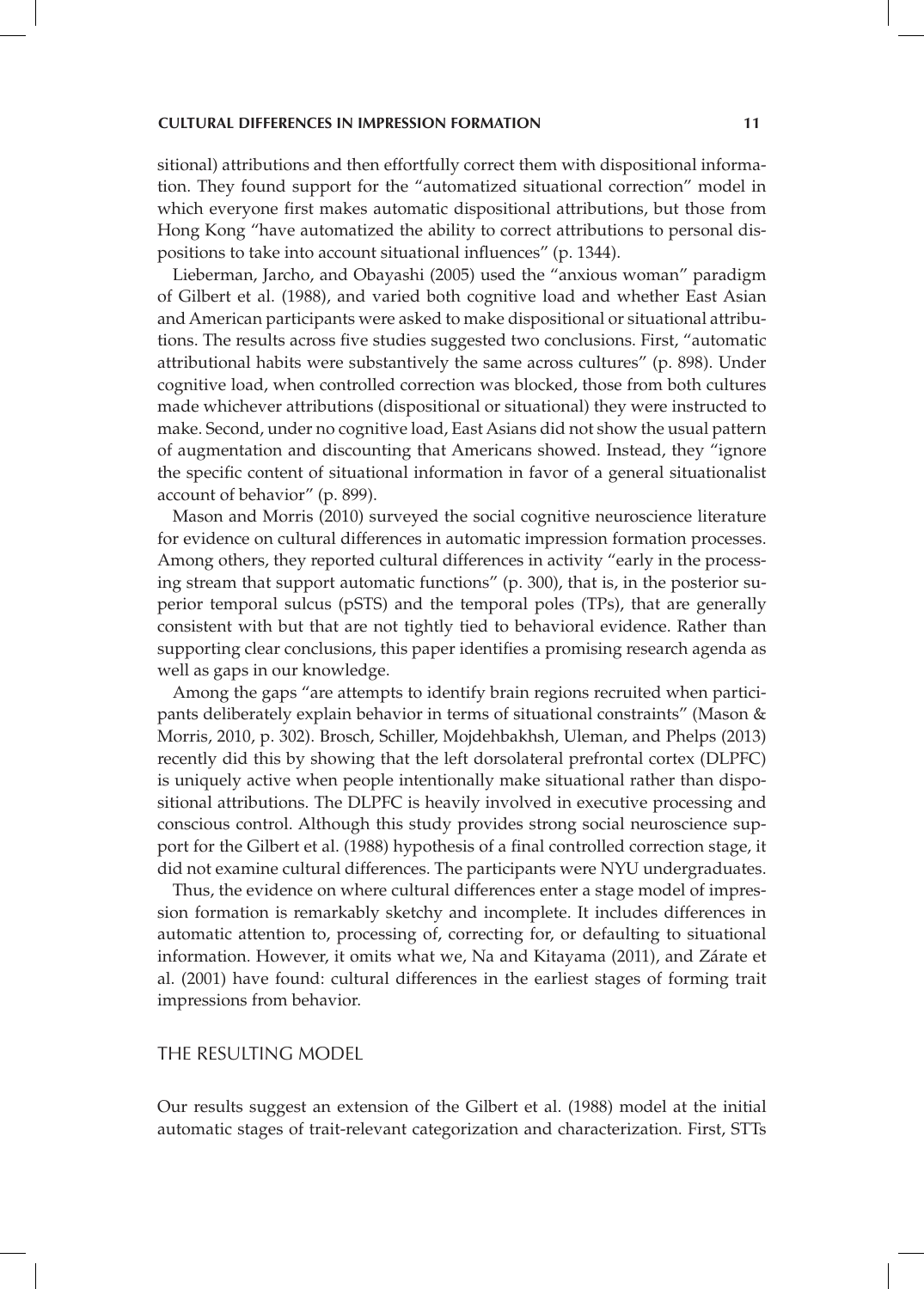sitional) attributions and then effortfully correct them with dispositional information. They found support for the "automatized situational correction" model in which everyone first makes automatic dispositional attributions, but those from Hong Kong "have automatized the ability to correct attributions to personal dispositions to take into account situational influences" (p. 1344).

Lieberman, Jarcho, and Obayashi (2005) used the "anxious woman" paradigm of Gilbert et al. (1988), and varied both cognitive load and whether East Asian and American participants were asked to make dispositional or situational attributions. The results across five studies suggested two conclusions. First, "automatic attributional habits were substantively the same across cultures" (p. 898). Under cognitive load, when controlled correction was blocked, those from both cultures made whichever attributions (dispositional or situational) they were instructed to make. Second, under no cognitive load, East Asians did not show the usual pattern of augmentation and discounting that Americans showed. Instead, they "ignore the specific content of situational information in favor of a general situationalist account of behavior" (p. 899).

Mason and Morris (2010) surveyed the social cognitive neuroscience literature for evidence on cultural differences in automatic impression formation processes. Among others, they reported cultural differences in activity "early in the processing stream that support automatic functions" (p. 300), that is, in the posterior superior temporal sulcus (pSTS) and the temporal poles (TPs), that are generally consistent with but that are not tightly tied to behavioral evidence. Rather than supporting clear conclusions, this paper identifies a promising research agenda as well as gaps in our knowledge.

Among the gaps "are attempts to identify brain regions recruited when participants deliberately explain behavior in terms of situational constraints" (Mason & Morris, 2010, p. 302). Brosch, Schiller, Mojdehbakhsh, Uleman, and Phelps (2013) recently did this by showing that the left dorsolateral prefrontal cortex (DLPFC) is uniquely active when people intentionally make situational rather than dispositional attributions. The DLPFC is heavily involved in executive processing and conscious control. Although this study provides strong social neuroscience support for the Gilbert et al. (1988) hypothesis of a final controlled correction stage, it did not examine cultural differences. The participants were NYU undergraduates.

Thus, the evidence on where cultural differences enter a stage model of impression formation is remarkably sketchy and incomplete. It includes differences in automatic attention to, processing of, correcting for, or defaulting to situational information. However, it omits what we, Na and Kitayama (2011), and Zárate et al. (2001) have found: cultural differences in the earliest stages of forming trait impressions from behavior.

## THE RESULTING MODEL

Our results suggest an extension of the Gilbert et al. (1988) model at the initial automatic stages of trait-relevant categorization and characterization. First, STTs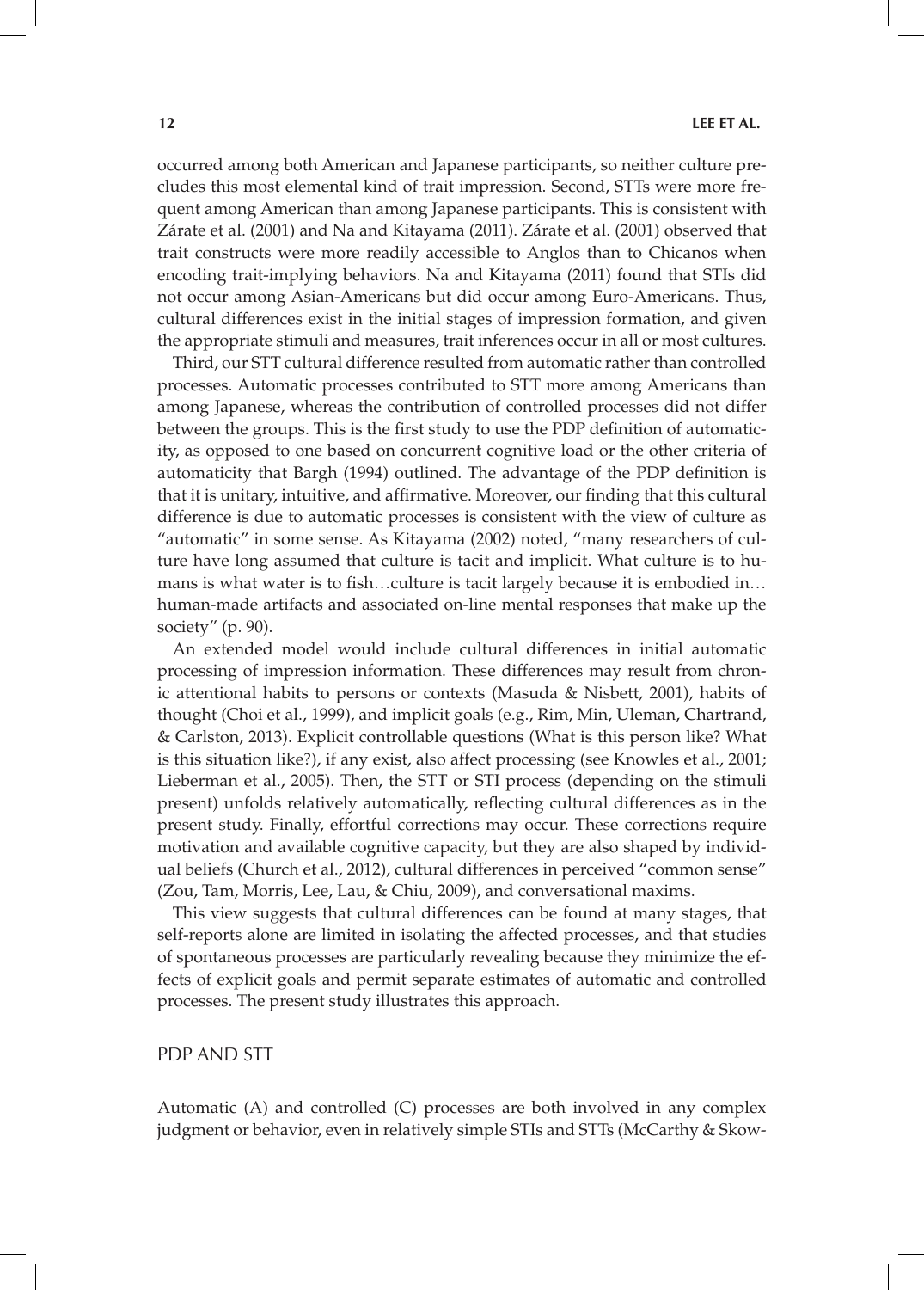occurred among both American and Japanese participants, so neither culture precludes this most elemental kind of trait impression. Second, STTs were more frequent among American than among Japanese participants. This is consistent with Zárate et al. (2001) and Na and Kitayama (2011). Zárate et al. (2001) observed that trait constructs were more readily accessible to Anglos than to Chicanos when encoding trait-implying behaviors. Na and Kitayama (2011) found that STIs did not occur among Asian-Americans but did occur among Euro-Americans. Thus, cultural differences exist in the initial stages of impression formation, and given the appropriate stimuli and measures, trait inferences occur in all or most cultures.

Third, our STT cultural difference resulted from automatic rather than controlled processes. Automatic processes contributed to STT more among Americans than among Japanese, whereas the contribution of controlled processes did not differ between the groups. This is the first study to use the PDP definition of automaticity, as opposed to one based on concurrent cognitive load or the other criteria of automaticity that Bargh (1994) outlined. The advantage of the PDP definition is that it is unitary, intuitive, and affirmative. Moreover, our finding that this cultural difference is due to automatic processes is consistent with the view of culture as "automatic" in some sense. As Kitayama (2002) noted, "many researchers of culture have long assumed that culture is tacit and implicit. What culture is to humans is what water is to fish…culture is tacit largely because it is embodied in… human-made artifacts and associated on-line mental responses that make up the society" (p. 90).

An extended model would include cultural differences in initial automatic processing of impression information. These differences may result from chronic attentional habits to persons or contexts (Masuda & Nisbett, 2001), habits of thought (Choi et al., 1999), and implicit goals (e.g., Rim, Min, Uleman, Chartrand, & Carlston, 2013). Explicit controllable questions (What is this person like? What is this situation like?), if any exist, also affect processing (see Knowles et al., 2001; Lieberman et al., 2005). Then, the STT or STI process (depending on the stimuli present) unfolds relatively automatically, reflecting cultural differences as in the present study. Finally, effortful corrections may occur. These corrections require motivation and available cognitive capacity, but they are also shaped by individual beliefs (Church et al., 2012), cultural differences in perceived "common sense" (Zou, Tam, Morris, Lee, Lau, & Chiu, 2009), and conversational maxims.

This view suggests that cultural differences can be found at many stages, that self-reports alone are limited in isolating the affected processes, and that studies of spontaneous processes are particularly revealing because they minimize the effects of explicit goals and permit separate estimates of automatic and controlled processes. The present study illustrates this approach.

## PDP AND STT

Automatic (A) and controlled (C) processes are both involved in any complex judgment or behavior, even in relatively simple STIs and STTs (McCarthy & Skow-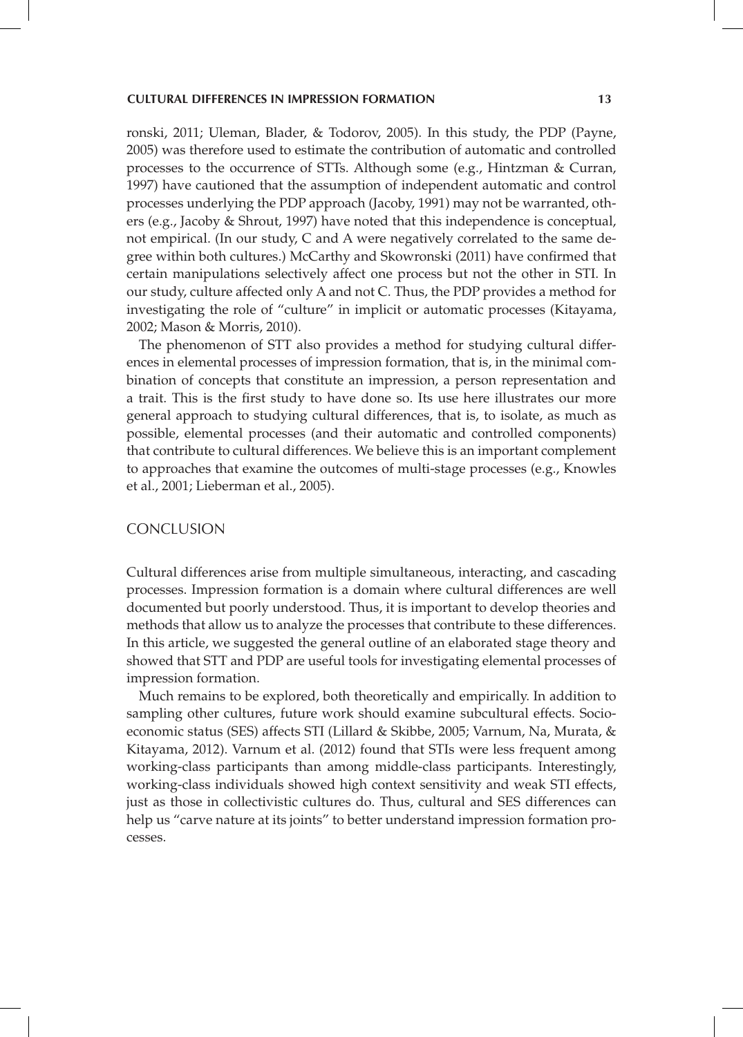ronski, 2011; Uleman, Blader, & Todorov, 2005). In this study, the PDP (Payne, 2005) was therefore used to estimate the contribution of automatic and controlled processes to the occurrence of STTs. Although some (e.g., Hintzman & Curran, 1997) have cautioned that the assumption of independent automatic and control processes underlying the PDP approach (Jacoby, 1991) may not be warranted, others (e.g., Jacoby & Shrout, 1997) have noted that this independence is conceptual, not empirical. (In our study, C and A were negatively correlated to the same degree within both cultures.) McCarthy and Skowronski (2011) have confirmed that certain manipulations selectively affect one process but not the other in STI. In our study, culture affected only A and not C. Thus, the PDP provides a method for investigating the role of "culture" in implicit or automatic processes (Kitayama, 2002; Mason & Morris, 2010).

The phenomenon of STT also provides a method for studying cultural differences in elemental processes of impression formation, that is, in the minimal combination of concepts that constitute an impression, a person representation and a trait. This is the first study to have done so. Its use here illustrates our more general approach to studying cultural differences, that is, to isolate, as much as possible, elemental processes (and their automatic and controlled components) that contribute to cultural differences. We believe this is an important complement to approaches that examine the outcomes of multi-stage processes (e.g., Knowles et al., 2001; Lieberman et al., 2005).

## CONCLUSION

Cultural differences arise from multiple simultaneous, interacting, and cascading processes. Impression formation is a domain where cultural differences are well documented but poorly understood. Thus, it is important to develop theories and methods that allow us to analyze the processes that contribute to these differences. In this article, we suggested the general outline of an elaborated stage theory and showed that STT and PDP are useful tools for investigating elemental processes of impression formation.

Much remains to be explored, both theoretically and empirically. In addition to sampling other cultures, future work should examine subcultural effects. Socioeconomic status (SES) affects STI (Lillard & Skibbe, 2005; Varnum, Na, Murata, & Kitayama, 2012). Varnum et al. (2012) found that STIs were less frequent among working-class participants than among middle-class participants. Interestingly, working-class individuals showed high context sensitivity and weak STI effects, just as those in collectivistic cultures do. Thus, cultural and SES differences can help us "carve nature at its joints" to better understand impression formation processes.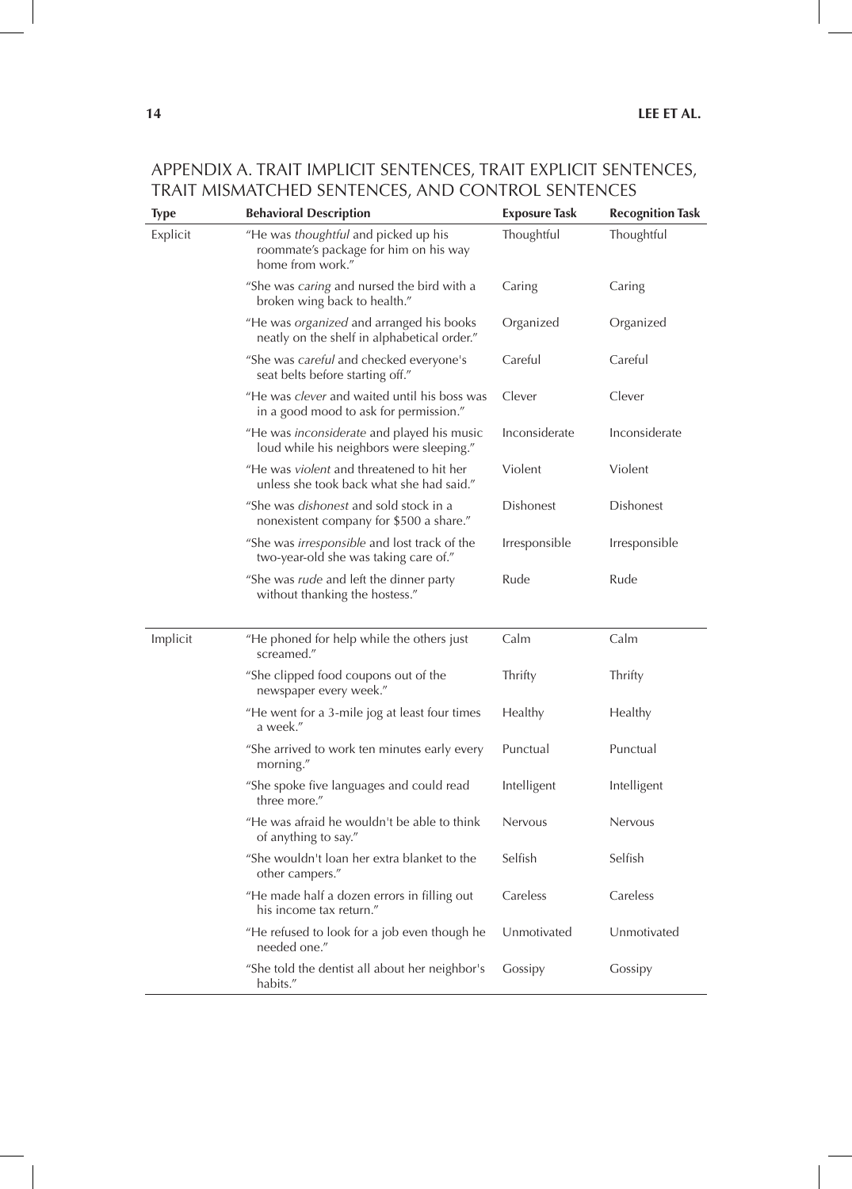## APPENDIX A. TRAIT IMPLICIT SENTENCES, TRAIT EXPLICIT SENTENCES, TRAIT MISMATCHED SENTENCES, AND CONTROL SENTENCES

| Type | Behavioral Description | Exposure Task | Recognition Task |
|---|---|---|---|
| Explicit | "He was *thoughtful* and picked up his roommate's package for him on his way home from work." | Thoughtful | Thoughtful |
| | "She was *caring* and nursed the bird with a broken wing back to health." | Caring | Caring |
| | "He was *organized* and arranged his books neatly on the shelf in alphabetical order." | Organized | Organized |
| | "She was *careful* and checked everyone's seat belts before starting off." | Careful | Careful |
| | "He was *clever* and waited until his boss was in a good mood to ask for permission." | Clever | Clever |
| | "He was *inconsiderate* and played his music loud while his neighbors were sleeping." | Inconsiderate | Inconsiderate |
| | "He was *violent* and threatened to hit her unless she took back what she had said." | Violent | Violent |
| | "She was *dishonest* and sold stock in a nonexistent company for $500 a share." | Dishonest | Dishonest |
| | "She was *irresponsible* and lost track of the two-year-old she was taking care of." | Irresponsible | Irresponsible |
| | "She was *rude* and left the dinner party without thanking the hostess." | Rude | Rude |
| Implicit | "He phoned for help while the others just screamed." | Calm | Calm |
| | "She clipped food coupons out of the newspaper every week." | Thrifty | Thrifty |
| | "He went for a 3-mile jog at least four times a week." | Healthy | Healthy |
| | "She arrived to work ten minutes early every morning." | Punctual | Punctual |
| | "She spoke five languages and could read three more." | Intelligent | Intelligent |
| | "He was afraid he wouldn't be able to think of anything to say." | Nervous | Nervous |
| | "She wouldn't loan her extra blanket to the other campers." | Selfish | Selfish |
| | "He made half a dozen errors in filling out his income tax return." | Careless | Careless |
| | "He refused to look for a job even though he needed one." | Unmotivated | Unmotivated |
| | "She told the dentist all about her neighbor's habits." | Gossipy | Gossipy |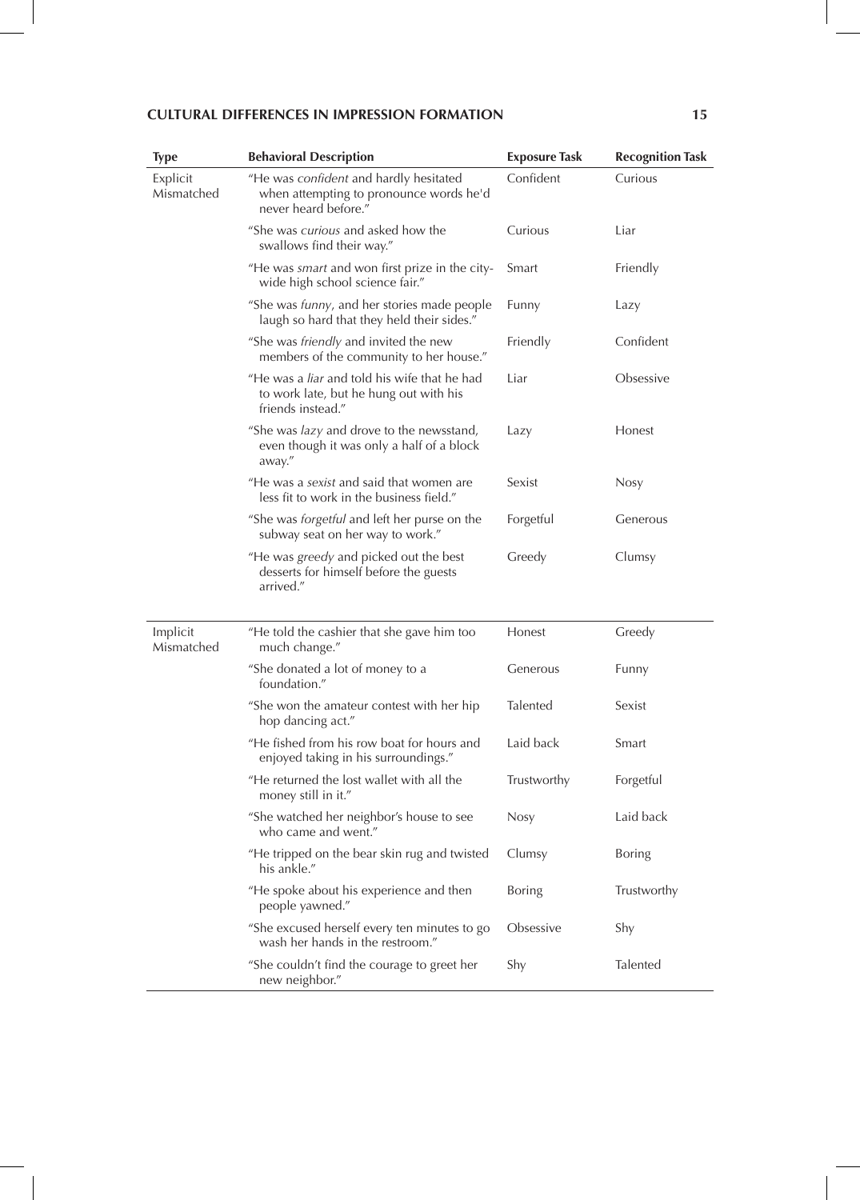| Type | Behavioral Description | Exposure Task | Recognition Task |
|---|---|---|---|
| Explicit Mismatched | "He was *confident* and hardly hesitated when attempting to pronounce words he'd never heard before." | Confident | Curious |
| | "She was *curious* and asked how the swallows find their way." | Curious | Liar |
| | "He was *smart* and won first prize in the city-wide high school science fair." | Smart | Friendly |
| | "She was *funny*, and her stories made people laugh so hard that they held their sides." | Funny | Lazy |
| | "She was *friendly* and invited the new members of the community to her house." | Friendly | Confident |
| | "He was a *liar* and told his wife that he had to work late, but he hung out with his friends instead." | Liar | Obsessive |
| | "She was *lazy* and drove to the newsstand, even though it was only a half of a block away." | Lazy | Honest |
| | "He was a *sexist* and said that women are less fit to work in the business field." | Sexist | Nosy |
| | "She was *forgetful* and left her purse on the subway seat on her way to work." | Forgetful | Generous |
| | "He was *greedy* and picked out the best desserts for himself before the guests arrived." | Greedy | Clumsy |
| Implicit Mismatched | "He told the cashier that she gave him too much change." | Honest | Greedy |
| | "She donated a lot of money to a foundation." | Generous | Funny |
| | "She won the amateur contest with her hip hop dancing act." | Talented | Sexist |
| | "He fished from his row boat for hours and enjoyed taking in his surroundings." | Laid back | Smart |
| | "He returned the lost wallet with all the money still in it." | Trustworthy | Forgetful |
| | "She watched her neighbor's house to see who came and went." | Nosy | Laid back |
| | "He tripped on the bear skin rug and twisted his ankle." | Clumsy | Boring |
| | "He spoke about his experience and then people yawned." | Boring | Trustworthy |
| | "She excused herself every ten minutes to go wash her hands in the restroom." | Obsessive | Shy |
| | "She couldn't find the courage to greet her new neighbor." | Shy | Talented |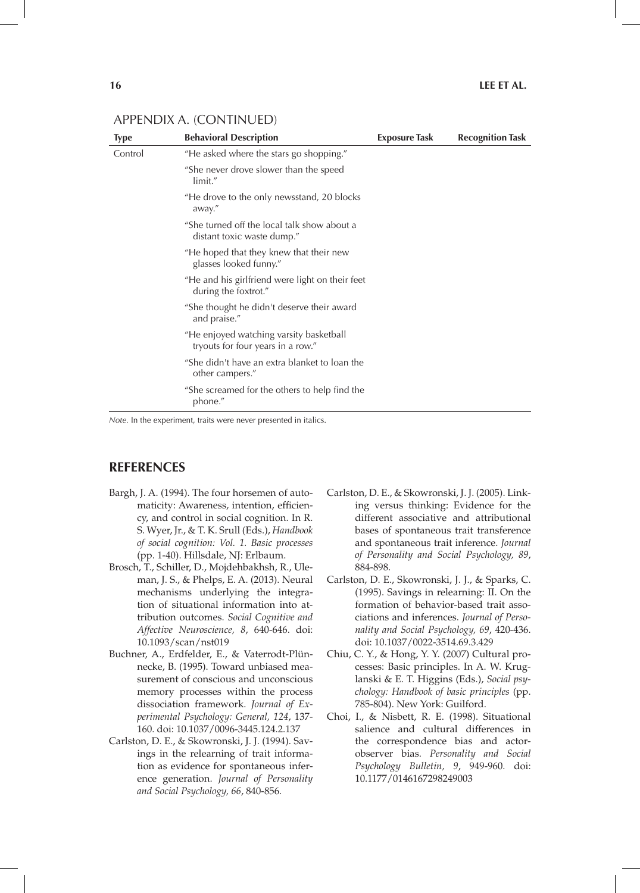APPENDIX A. (CONTINUED)

| Type | Behavioral Description | Exposure Task | Recognition Task |
|---|---|---|---|
| Control | "He asked where the stars go shopping." | | |
| | "She never drove slower than the speed limit." | | |
| | "He drove to the only newsstand, 20 blocks away." | | |
| | "She turned off the local talk show about a distant toxic waste dump." | | |
| | "He hoped that they knew that their new glasses looked funny." | | |
| | "He and his girlfriend were light on their feet during the foxtrot." | | |
| | "She thought he didn't deserve their award and praise." | | |
| | "He enjoyed watching varsity basketball tryouts for four years in a row." | | |
| | "She didn't have an extra blanket to loan the other campers." | | |
| | "She screamed for the others to help find the phone." | | |

*Note.* In the experiment, traits were never presented in italics.

## REFERENCES

Bargh, J. A. (1994). The four horsemen of automaticity: Awareness, intention, efficiency, and control in social cognition. In R. S. Wyer, Jr., & T. K. Srull (Eds.), *Handbook of social cognition: Vol. 1. Basic processes* (pp. 1-40). Hillsdale, NJ: Erlbaum.

Brosch, T., Schiller, D., Mojdehbakhsh, R., Uleman, J. S., & Phelps, E. A. (2013). Neural mechanisms underlying the integration of situational information into attribution outcomes. *Social Cognitive and Affective Neuroscience, 8*, 640-646. doi: 10.1093/scan/nst019

Buchner, A., Erdfelder, E., & Vaterrodt-Plünnecke, B. (1995). Toward unbiased measurement of conscious and unconscious memory processes within the process dissociation framework. *Journal of Experimental Psychology: General, 124*, 137-160. doi: 10.1037/0096-3445.124.2.137

Carlston, D. E., & Skowronski, J. J. (1994). Savings in the relearning of trait information as evidence for spontaneous inference generation. *Journal of Personality and Social Psychology, 66*, 840-856.

Carlston, D. E., & Skowronski, J. J. (2005). Linking versus thinking: Evidence for the different associative and attributional bases of spontaneous trait transference and spontaneous trait inference. *Journal of Personality and Social Psychology, 89*, 884-898.

Carlston, D. E., Skowronski, J. J., & Sparks, C. (1995). Savings in relearning: II. On the formation of behavior-based trait associations and inferences. *Journal of Personality and Social Psychology, 69*, 420-436. doi: 10.1037/0022-3514.69.3.429

Chiu, C. Y., & Hong, Y. Y. (2007) Cultural processes: Basic principles. In A. W. Kruglanski & E. T. Higgins (Eds.), *Social psychology: Handbook of basic principles* (pp. 785-804). New York: Guilford.

Choi, I., & Nisbett, R. E. (1998). Situational salience and cultural differences in the correspondence bias and actor-observer bias. *Personality and Social Psychology Bulletin, 9*, 949-960. doi: 10.1177/0146167298249003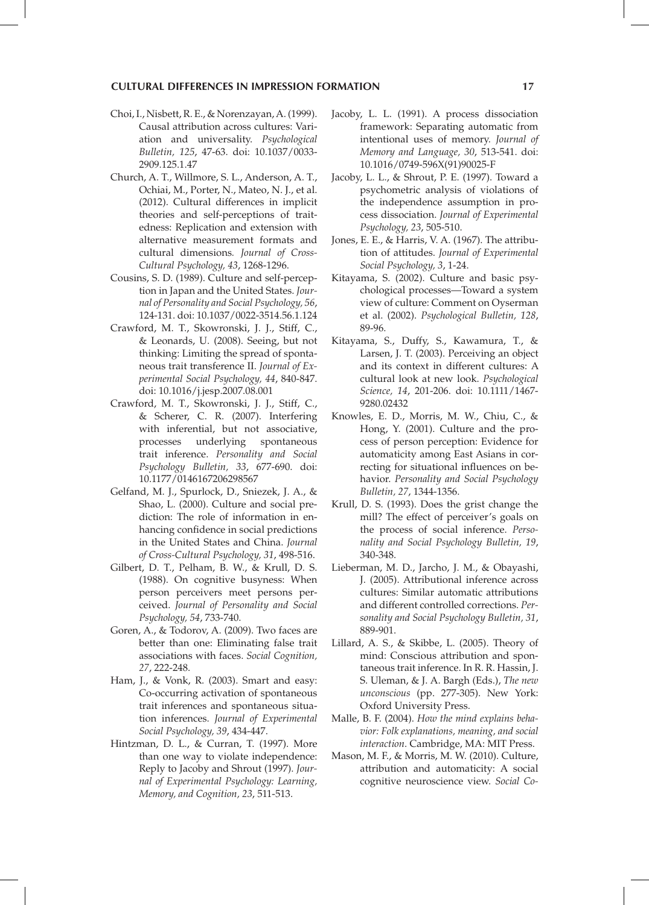Choi, I., Nisbett, R. E., & Norenzayan, A. (1999). Causal attribution across cultures: Variation and universality. *Psychological Bulletin, 125*, 47-63. doi: 10.1037/0033-2909.125.1.47

Church, A. T., Willmore, S. L., Anderson, A. T., Ochiai, M., Porter, N., Mateo, N. J., et al. (2012). Cultural differences in implicit theories and self-perceptions of traitedness: Replication and extension with alternative measurement formats and cultural dimensions. *Journal of Cross-Cultural Psychology, 43*, 1268-1296.

Cousins, S. D. (1989). Culture and self-perception in Japan and the United States. *Journal of Personality and Social Psychology, 56*, 124-131. doi: 10.1037/0022-3514.56.1.124

Crawford, M. T., Skowronski, J. J., Stiff, C., & Leonards, U. (2008). Seeing, but not thinking: Limiting the spread of spontaneous trait transference II. *Journal of Experimental Social Psychology, 44*, 840-847. doi: 10.1016/j.jesp.2007.08.001

Crawford, M. T., Skowronski, J. J., Stiff, C., & Scherer, C. R. (2007). Interfering with inferential, but not associative, processes underlying spontaneous trait inference. *Personality and Social Psychology Bulletin, 33*, 677-690. doi: 10.1177/0146167206298567

Gelfand, M. J., Spurlock, D., Sniezek, J. A., & Shao, L. (2000). Culture and social prediction: The role of information in enhancing confidence in social predictions in the United States and China. *Journal of Cross-Cultural Psychology, 31*, 498-516.

Gilbert, D. T., Pelham, B. W., & Krull, D. S. (1988). On cognitive busyness: When person perceivers meet persons perceived. *Journal of Personality and Social Psychology, 54*, 733-740.

Goren, A., & Todorov, A. (2009). Two faces are better than one: Eliminating false trait associations with faces. *Social Cognition, 27*, 222-248.

Ham, J., & Vonk, R. (2003). Smart and easy: Co-occurring activation of spontaneous trait inferences and spontaneous situation inferences. *Journal of Experimental Social Psychology, 39*, 434-447.

Hintzman, D. L., & Curran, T. (1997). More than one way to violate independence: Reply to Jacoby and Shrout (1997). *Journal of Experimental Psychology: Learning, Memory, and Cognition, 23*, 511-513.

Jacoby, L. L. (1991). A process dissociation framework: Separating automatic from intentional uses of memory. *Journal of Memory and Language, 30*, 513-541. doi: 10.1016/0749-596X(91)90025-F

Jacoby, L. L., & Shrout, P. E. (1997). Toward a psychometric analysis of violations of the independence assumption in process dissociation. *Journal of Experimental Psychology, 23*, 505-510.

Jones, E. E., & Harris, V. A. (1967). The attribution of attitudes. *Journal of Experimental Social Psychology, 3*, 1-24.

Kitayama, S. (2002). Culture and basic psychological processes—Toward a system view of culture: Comment on Oyserman et al. (2002). *Psychological Bulletin, 128*, 89-96.

Kitayama, S., Duffy, S., Kawamura, T., & Larsen, J. T. (2003). Perceiving an object and its context in different cultures: A cultural look at new look. *Psychological Science, 14*, 201-206. doi: 10.1111/1467-9280.02432

Knowles, E. D., Morris, M. W., Chiu, C., & Hong, Y. (2001). Culture and the process of person perception: Evidence for automaticity among East Asians in correcting for situational influences on behavior. *Personality and Social Psychology Bulletin, 27*, 1344-1356.

Krull, D. S. (1993). Does the grist change the mill? The effect of perceiver's goals on the process of social inference. *Personality and Social Psychology Bulletin, 19*, 340-348.

Lieberman, M. D., Jarcho, J. M., & Obayashi, J. (2005). Attributional inference across cultures: Similar automatic attributions and different controlled corrections. *Personality and Social Psychology Bulletin, 31*, 889-901.

Lillard, A. S., & Skibbe, L. (2005). Theory of mind: Conscious attribution and spontaneous trait inference. In R. R. Hassin, J. S. Uleman, & J. A. Bargh (Eds.), *The new unconscious* (pp. 277-305). New York: Oxford University Press.

Malle, B. F. (2004). *How the mind explains behavior: Folk explanations, meaning, and social interaction*. Cambridge, MA: MIT Press.

Mason, M. F., & Morris, M. W. (2010). Culture, attribution and automaticity: A social cognitive neuroscience view. *Social Co-*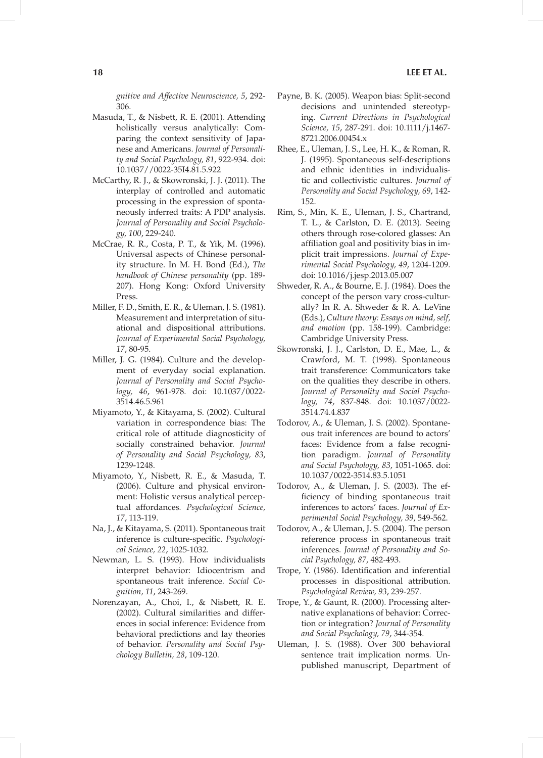*gnitive and Affective Neuroscience, 5*, 292-306.

Masuda, T., & Nisbett, R. E. (2001). Attending holistically versus analytically: Comparing the context sensitivity of Japanese and Americans. *Journal of Personality and Social Psychology, 81*, 922-934. doi: 10.1037//0022-35I4.81.5.922

McCarthy, R. J., & Skowronski, J. J. (2011). The interplay of controlled and automatic processing in the expression of spontaneously inferred traits: A PDP analysis. *Journal of Personality and Social Psychology, 100*, 229-240.

McCrae, R. R., Costa, P. T., & Yik, M. (1996). Universal aspects of Chinese personality structure. In M. H. Bond (Ed.), *The handbook of Chinese personality* (pp. 189-207). Hong Kong: Oxford University Press.

Miller, F. D., Smith, E. R., & Uleman, J. S. (1981). Measurement and interpretation of situational and dispositional attributions. *Journal of Experimental Social Psychology, 17*, 80-95.

Miller, J. G. (1984). Culture and the development of everyday social explanation. *Journal of Personality and Social Psychology, 46*, 961-978. doi: 10.1037/0022-3514.46.5.961

Miyamoto, Y., & Kitayama, S. (2002). Cultural variation in correspondence bias: The critical role of attitude diagnosticity of socially constrained behavior. *Journal of Personality and Social Psychology, 83*, 1239-1248.

Miyamoto, Y., Nisbett, R. E., & Masuda, T. (2006). Culture and physical environment: Holistic versus analytical perceptual affordances. *Psychological Science, 17*, 113-119.

Na, J., & Kitayama, S. (2011). Spontaneous trait inference is culture-specific. *Psychological Science, 22*, 1025-1032.

Newman, L. S. (1993). How individualists interpret behavior: Idiocentrism and spontaneous trait inference. *Social Cognition, 11*, 243-269.

Norenzayan, A., Choi, I., & Nisbett, R. E. (2002). Cultural similarities and differences in social inference: Evidence from behavioral predictions and lay theories of behavior. *Personality and Social Psychology Bulletin, 28*, 109-120.

Payne, B. K. (2005). Weapon bias: Split-second decisions and unintended stereotyping. *Current Directions in Psychological Science, 15*, 287-291. doi: 10.1111/j.1467-8721.2006.00454.x

Rhee, E., Uleman, J. S., Lee, H. K., & Roman, R. J. (1995). Spontaneous self-descriptions and ethnic identities in individualistic and collectivistic cultures. *Journal of Personality and Social Psychology, 69*, 142-152.

Rim, S., Min, K. E., Uleman, J. S., Chartrand, T. L., & Carlston, D. E. (2013). Seeing others through rose-colored glasses: An affiliation goal and positivity bias in implicit trait impressions. *Journal of Experimental Social Psychology, 49*, 1204-1209. doi: 10.1016/j.jesp.2013.05.007

Shweder, R. A., & Bourne, E. J. (1984). Does the concept of the person vary cross-culturally? In R. A. Shweder & R. A. LeVine (Eds.), *Culture theory: Essays on mind, self, and emotion* (pp. 158-199). Cambridge: Cambridge University Press.

Skowronski, J. J., Carlston, D. E., Mae, L., & Crawford, M. T. (1998). Spontaneous trait transference: Communicators take on the qualities they describe in others. *Journal of Personality and Social Psychology, 74*, 837-848. doi: 10.1037/0022-3514.74.4.837

Todorov, A., & Uleman, J. S. (2002). Spontaneous trait inferences are bound to actors' faces: Evidence from a false recognition paradigm. *Journal of Personality and Social Psychology, 83*, 1051-1065. doi: 10.1037/0022-3514.83.5.1051

Todorov, A., & Uleman, J. S. (2003). The efficiency of binding spontaneous trait inferences to actors' faces. *Journal of Experimental Social Psychology, 39*, 549-562.

Todorov, A., & Uleman, J. S. (2004). The person reference process in spontaneous trait inferences. *Journal of Personality and Social Psychology, 87*, 482-493.

Trope, Y. (1986). Identification and inferential processes in dispositional attribution. *Psychological Review, 93*, 239-257.

Trope, Y., & Gaunt, R. (2000). Processing alternative explanations of behavior: Correction or integration? *Journal of Personality and Social Psychology, 79*, 344-354.

Uleman, J. S. (1988). Over 300 behavioral sentence trait implication norms. Unpublished manuscript, Department of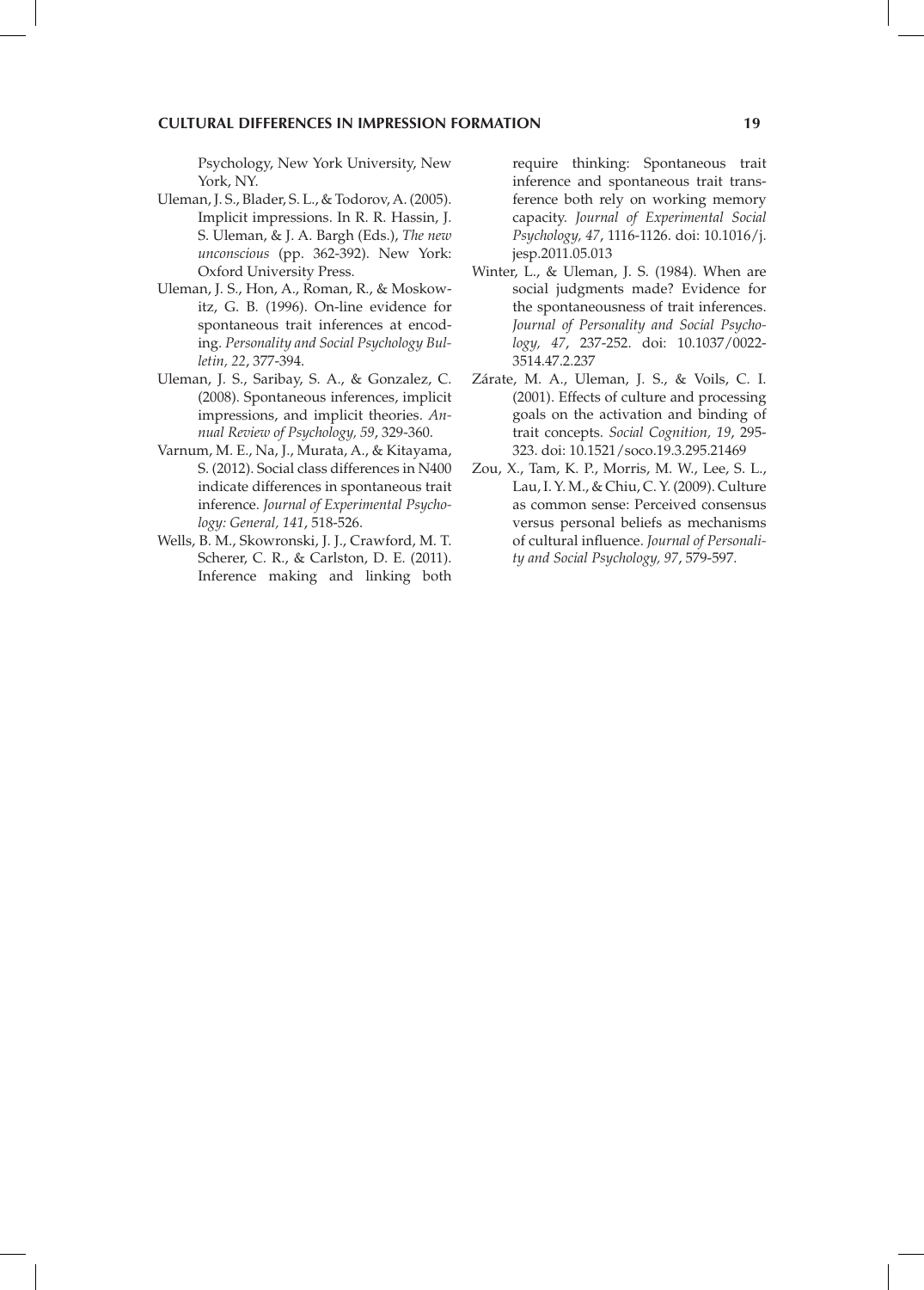Psychology, New York University, New York, NY.

Uleman, J. S., Blader, S. L., & Todorov, A. (2005). Implicit impressions. In R. R. Hassin, J. S. Uleman, & J. A. Bargh (Eds.), *The new unconscious* (pp. 362-392). New York: Oxford University Press.

Uleman, J. S., Hon, A., Roman, R., & Moskowitz, G. B. (1996). On-line evidence for spontaneous trait inferences at encoding. *Personality and Social Psychology Bulletin, 22*, 377-394.

Uleman, J. S., Saribay, S. A., & Gonzalez, C. (2008). Spontaneous inferences, implicit impressions, and implicit theories. *Annual Review of Psychology, 59*, 329-360.

Varnum, M. E., Na, J., Murata, A., & Kitayama, S. (2012). Social class differences in N400 indicate differences in spontaneous trait inference. *Journal of Experimental Psychology: General, 141*, 518-526.

Wells, B. M., Skowronski, J. J., Crawford, M. T. Scherer, C. R., & Carlston, D. E. (2011). Inference making and linking both require thinking: Spontaneous trait inference and spontaneous trait transference both rely on working memory capacity. *Journal of Experimental Social Psychology, 47*, 1116-1126. doi: 10.1016/j.jesp.2011.05.013

Winter, L., & Uleman, J. S. (1984). When are social judgments made? Evidence for the spontaneousness of trait inferences. *Journal of Personality and Social Psychology, 47*, 237-252. doi: 10.1037/0022-3514.47.2.237

Zárate, M. A., Uleman, J. S., & Voils, C. I. (2001). Effects of culture and processing goals on the activation and binding of trait concepts. *Social Cognition, 19*, 295-323. doi: 10.1521/soco.19.3.295.21469

Zou, X., Tam, K. P., Morris, M. W., Lee, S. L., Lau, I. Y. M., & Chiu, C. Y. (2009). Culture as common sense: Perceived consensus versus personal beliefs as mechanisms of cultural influence. *Journal of Personality and Social Psychology, 97*, 579-597.